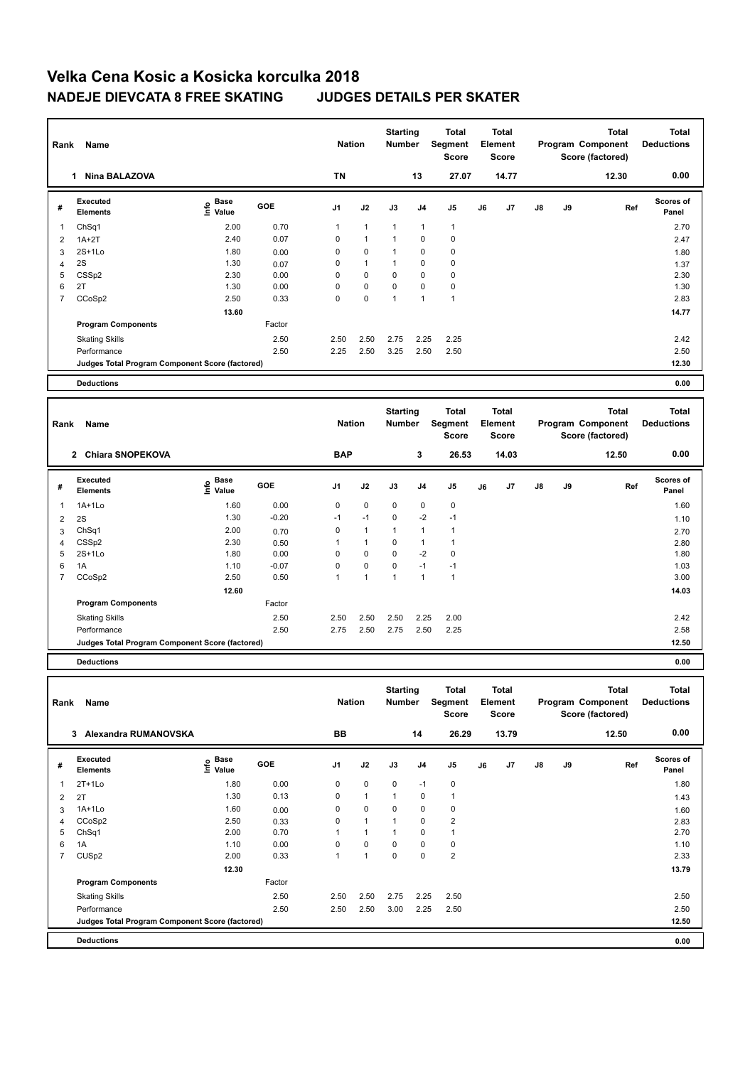# Velka Cena Kosic a Kosicka korculka 2018

## NADEJE DIEVCATA 8 FREE SKATING JUDGES DETAILS PER SKATER

| Rank | Name | Nation | Starting Number | Total Segment Score | Total Element Score | Total Program Component Score (factored) | Total Deductions |
|---|---|---|---|---|---|---|---|
| 1 | Nina BALAZOVA | TN | 13 | 27.07 | 14.77 | 12.30 | 0.00 |

| # | Executed Elements | Info | Base Value | GOE | J1 | J2 | J3 | J4 | J5 | J6 | J7 | J8 | J9 | Ref | Scores of Panel |
|---|---|---|---|---|---|---|---|---|---|---|---|---|---|---|---|
| 1 | ChSq1 | | 2.00 | 0.70 | 1 | 1 | 1 | 1 | 1 | | | | | | 2.70 |
| 2 | 1A+2T | | 2.40 | 0.07 | 0 | 1 | 1 | 0 | 0 | | | | | | 2.47 |
| 3 | 2S+1Lo | | 1.80 | 0.00 | 0 | 0 | 1 | 0 | 0 | | | | | | 1.80 |
| 4 | 2S | | 1.30 | 0.07 | 0 | 1 | 1 | 0 | 0 | | | | | | 1.37 |
| 5 | CSSp2 | | 2.30 | 0.00 | 0 | 0 | 0 | 0 | 0 | | | | | | 2.30 |
| 6 | 2T | | 1.30 | 0.00 | 0 | 0 | 0 | 0 | 0 | | | | | | 1.30 |
| 7 | CCoSp2 | | 2.50 | 0.33 | 0 | 0 | 1 | 1 | 1 | | | | | | 2.83 |
| | | | 13.60 | | | | | | | | | | | | 14.77 |
| | Program Components | | | Factor | | | | | | | | | | | |
| | Skating Skills | | | 2.50 | 2.50 | 2.50 | 2.75 | 2.25 | 2.25 | | | | | | 2.42 |
| | Performance | | | 2.50 | 2.25 | 2.50 | 3.25 | 2.50 | 2.50 | | | | | | 2.50 |
| | Judges Total Program Component Score (factored) | | | | | | | | | | | | | | 12.30 |
| | Deductions | | | | | | | | | | | | | | 0.00 |

| Rank | Name | Nation | Starting Number | Total Segment Score | Total Element Score | Total Program Component Score (factored) | Total Deductions |
|---|---|---|---|---|---|---|---|
| 2 | Chiara SNOPEKOVA | BAP | 3 | 26.53 | 14.03 | 12.50 | 0.00 |

| # | Executed Elements | Info | Base Value | GOE | J1 | J2 | J3 | J4 | J5 | J6 | J7 | J8 | J9 | Ref | Scores of Panel |
|---|---|---|---|---|---|---|---|---|---|---|---|---|---|---|---|
| 1 | 1A+1Lo | | 1.60 | 0.00 | 0 | 0 | 0 | 0 | 0 | | | | | | 1.60 |
| 2 | 2S | | 1.30 | -0.20 | -1 | -1 | 0 | -2 | -1 | | | | | | 1.10 |
| 3 | ChSq1 | | 2.00 | 0.70 | 0 | 1 | 1 | 1 | 1 | | | | | | 2.70 |
| 4 | CSSp2 | | 2.30 | 0.50 | 1 | 1 | 0 | 1 | 1 | | | | | | 2.80 |
| 5 | 2S+1Lo | | 1.80 | 0.00 | 0 | 0 | 0 | -2 | 0 | | | | | | 1.80 |
| 6 | 1A | | 1.10 | -0.07 | 0 | 0 | 0 | -1 | -1 | | | | | | 1.03 |
| 7 | CCoSp2 | | 2.50 | 0.50 | 1 | 1 | 1 | 1 | 1 | | | | | | 3.00 |
| | | | 12.60 | | | | | | | | | | | | 14.03 |
| | Program Components | | | Factor | | | | | | | | | | | |
| | Skating Skills | | | 2.50 | 2.50 | 2.50 | 2.50 | 2.25 | 2.00 | | | | | | 2.42 |
| | Performance | | | 2.50 | 2.75 | 2.50 | 2.75 | 2.50 | 2.25 | | | | | | 2.58 |
| | Judges Total Program Component Score (factored) | | | | | | | | | | | | | | 12.50 |
| | Deductions | | | | | | | | | | | | | | 0.00 |

| Rank | Name | Nation | Starting Number | Total Segment Score | Total Element Score | Total Program Component Score (factored) | Total Deductions |
|---|---|---|---|---|---|---|---|
| 3 | Alexandra RUMANOVSKA | BB | 14 | 26.29 | 13.79 | 12.50 | 0.00 |

| # | Executed Elements | Info | Base Value | GOE | J1 | J2 | J3 | J4 | J5 | J6 | J7 | J8 | J9 | Ref | Scores of Panel |
|---|---|---|---|---|---|---|---|---|---|---|---|---|---|---|---|
| 1 | 2T+1Lo | | 1.80 | 0.00 | 0 | 0 | 0 | -1 | 0 | | | | | | 1.80 |
| 2 | 2T | | 1.30 | 0.13 | 0 | 1 | 1 | 0 | 1 | | | | | | 1.43 |
| 3 | 1A+1Lo | | 1.60 | 0.00 | 0 | 0 | 0 | 0 | 0 | | | | | | 1.60 |
| 4 | CCoSp2 | | 2.50 | 0.33 | 0 | 1 | 1 | 0 | 2 | | | | | | 2.83 |
| 5 | ChSq1 | | 2.00 | 0.70 | 1 | 1 | 1 | 0 | 1 | | | | | | 2.70 |
| 6 | 1A | | 1.10 | 0.00 | 0 | 0 | 0 | 0 | 0 | | | | | | 1.10 |
| 7 | CUSp2 | | 2.00 | 0.33 | 1 | 1 | 0 | 0 | 2 | | | | | | 2.33 |
| | | | 12.30 | | | | | | | | | | | | 13.79 |
| | Program Components | | | Factor | | | | | | | | | | | |
| | Skating Skills | | | 2.50 | 2.50 | 2.50 | 2.75 | 2.25 | 2.50 | | | | | | 2.50 |
| | Performance | | | 2.50 | 2.50 | 2.50 | 3.00 | 2.25 | 2.50 | | | | | | 2.50 |
| | Judges Total Program Component Score (factored) | | | | | | | | | | | | | | 12.50 |
| | Deductions | | | | | | | | | | | | | | 0.00 |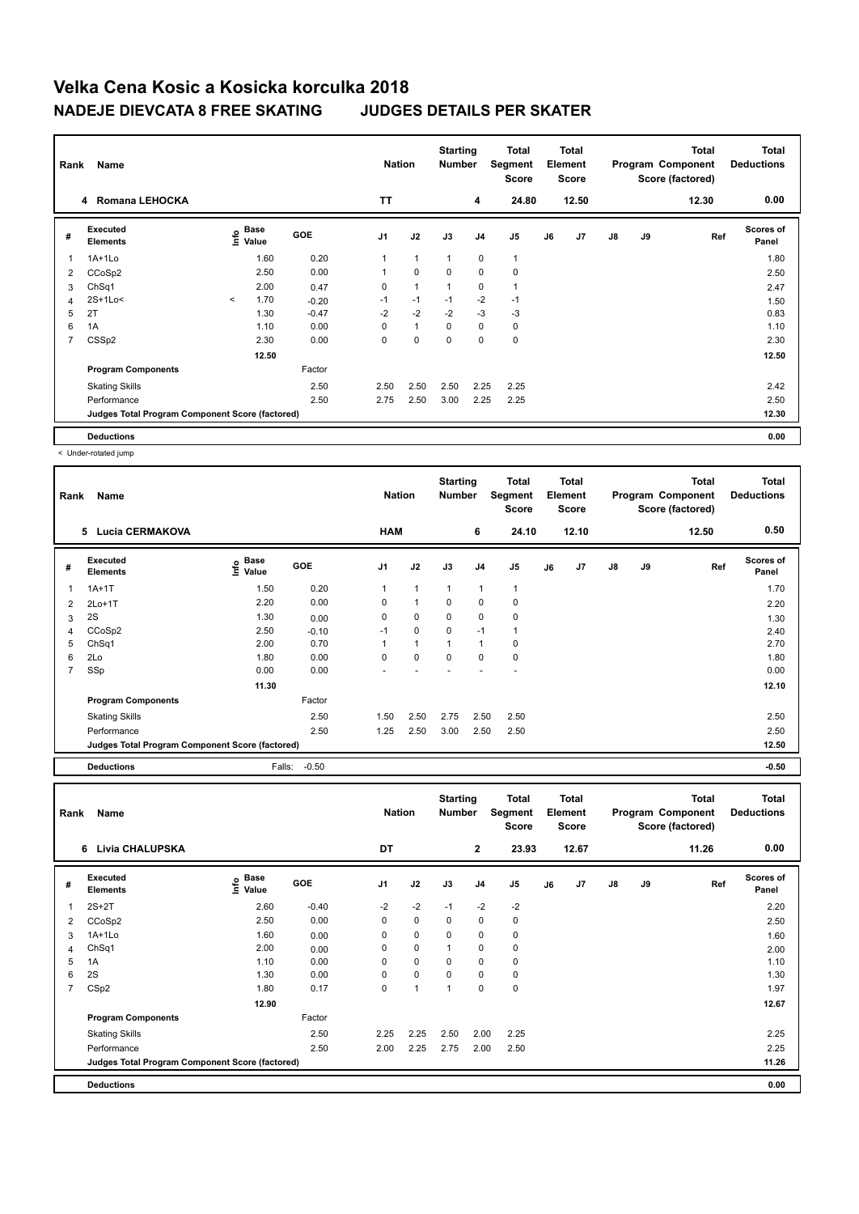# Velka Cena Kosic a Kosicka korculka 2018

## NADEJE DIEVCATA 8 FREE SKATING JUDGES DETAILS PER SKATER

| Rank | Name | Nation | Starting Number | Total Segment Score | Total Element Score | Total Program Component Score (factored) | Total Deductions |
|---|---|---|---|---|---|---|---|
| 4 | Romana LEHOCKA | TT | 4 | 24.80 | 12.50 | 12.30 | 0.00 |

| # | Executed Elements | Info | Base Value | GOE | J1 | J2 | J3 | J4 | J5 | J6 | J7 | J8 | J9 | Ref | Scores of Panel |
|---|---|---|---|---|---|---|---|---|---|---|---|---|---|---|---|
| 1 | 1A+1Lo | | 1.60 | 0.20 | 1 | 1 | 1 | 0 | 1 | | | | | | 1.80 |
| 2 | CCoSp2 | | 2.50 | 0.00 | 1 | 0 | 0 | 0 | 0 | | | | | | 2.50 |
| 3 | ChSq1 | | 2.00 | 0.47 | 0 | 1 | 1 | 0 | 1 | | | | | | 2.47 |
| 4 | 2S+1Lo< | < | 1.70 | -0.20 | -1 | -1 | -1 | -2 | -1 | | | | | | 1.50 |
| 5 | 2T | | 1.30 | -0.47 | -2 | -2 | -2 | -3 | -3 | | | | | | 0.83 |
| 6 | 1A | | 1.10 | 0.00 | 0 | 1 | 0 | 0 | 0 | | | | | | 1.10 |
| 7 | CSSp2 | | 2.30 | 0.00 | 0 | 0 | 0 | 0 | 0 | | | | | | 2.30 |
| | | | 12.50 | | | | | | | | | | | | 12.50 |
| | **Program Components** | | | Factor | | | | | | | | | | | |
| | Skating Skills | | | 2.50 | 2.50 | 2.50 | 2.50 | 2.25 | 2.25 | | | | | | 2.42 |
| | Performance | | | 2.50 | 2.75 | 2.50 | 3.00 | 2.25 | 2.25 | | | | | | 2.50 |
| | Judges Total Program Component Score (factored) | | | | | | | | | | | | | | 12.30 |
| | **Deductions** | | | | | | | | | | | | | | 0.00 |

< Under-rotated jump

| Rank | Name | Nation | Starting Number | Total Segment Score | Total Element Score | Total Program Component Score (factored) | Total Deductions |
|---|---|---|---|---|---|---|---|
| 5 | Lucia CERMAKOVA | HAM | 6 | 24.10 | 12.10 | 12.50 | 0.50 |

| # | Executed Elements | Info | Base Value | GOE | J1 | J2 | J3 | J4 | J5 | J6 | J7 | J8 | J9 | Ref | Scores of Panel |
|---|---|---|---|---|---|---|---|---|---|---|---|---|---|---|---|
| 1 | 1A+1T | | 1.50 | 0.20 | 1 | 1 | 1 | 1 | 1 | | | | | | 1.70 |
| 2 | 2Lo+1T | | 2.20 | 0.00 | 0 | 1 | 0 | 0 | 0 | | | | | | 2.20 |
| 3 | 2S | | 1.30 | 0.00 | 0 | 0 | 0 | 0 | 0 | | | | | | 1.30 |
| 4 | CCoSp2 | | 2.50 | -0.10 | -1 | 0 | 0 | -1 | 1 | | | | | | 2.40 |
| 5 | ChSq1 | | 2.00 | 0.70 | 1 | 1 | 1 | 1 | 0 | | | | | | 2.70 |
| 6 | 2Lo | | 1.80 | 0.00 | 0 | 0 | 0 | 0 | 0 | | | | | | 1.80 |
| 7 | SSp | | 0.00 | 0.00 | - | - | - | - | - | | | | | | 0.00 |
| | | | 11.30 | | | | | | | | | | | | 12.10 |
| | **Program Components** | | | Factor | | | | | | | | | | | |
| | Skating Skills | | | 2.50 | 1.50 | 2.50 | 2.75 | 2.50 | 2.50 | | | | | | 2.50 |
| | Performance | | | 2.50 | 1.25 | 2.50 | 3.00 | 2.50 | 2.50 | | | | | | 2.50 |
| | Judges Total Program Component Score (factored) | | | | | | | | | | | | | | 12.50 |
| | **Deductions** | | Falls: | -0.50 | | | | | | | | | | | -0.50 |

| Rank | Name | Nation | Starting Number | Total Segment Score | Total Element Score | Total Program Component Score (factored) | Total Deductions |
|---|---|---|---|---|---|---|---|
| 6 | Livia CHALUPSKA | DT | 2 | 23.93 | 12.67 | 11.26 | 0.00 |

| # | Executed Elements | Info | Base Value | GOE | J1 | J2 | J3 | J4 | J5 | J6 | J7 | J8 | J9 | Ref | Scores of Panel |
|---|---|---|---|---|---|---|---|---|---|---|---|---|---|---|---|
| 1 | 2S+2T | | 2.60 | -0.40 | -2 | -2 | -1 | -2 | -2 | | | | | | 2.20 |
| 2 | CCoSp2 | | 2.50 | 0.00 | 0 | 0 | 0 | 0 | 0 | | | | | | 2.50 |
| 3 | 1A+1Lo | | 1.60 | 0.00 | 0 | 0 | 0 | 0 | 0 | | | | | | 1.60 |
| 4 | ChSq1 | | 2.00 | 0.00 | 0 | 0 | 1 | 0 | 0 | | | | | | 2.00 |
| 5 | 1A | | 1.10 | 0.00 | 0 | 0 | 0 | 0 | 0 | | | | | | 1.10 |
| 6 | 2S | | 1.30 | 0.00 | 0 | 0 | 0 | 0 | 0 | | | | | | 1.30 |
| 7 | CSp2 | | 1.80 | 0.17 | 0 | 1 | 1 | 0 | 0 | | | | | | 1.97 |
| | | | 12.90 | | | | | | | | | | | | 12.67 |
| | **Program Components** | | | Factor | | | | | | | | | | | |
| | Skating Skills | | | 2.50 | 2.25 | 2.25 | 2.50 | 2.00 | 2.25 | | | | | | 2.25 |
| | Performance | | | 2.50 | 2.00 | 2.25 | 2.75 | 2.00 | 2.50 | | | | | | 2.25 |
| | Judges Total Program Component Score (factored) | | | | | | | | | | | | | | 11.26 |
| | **Deductions** | | | | | | | | | | | | | | 0.00 |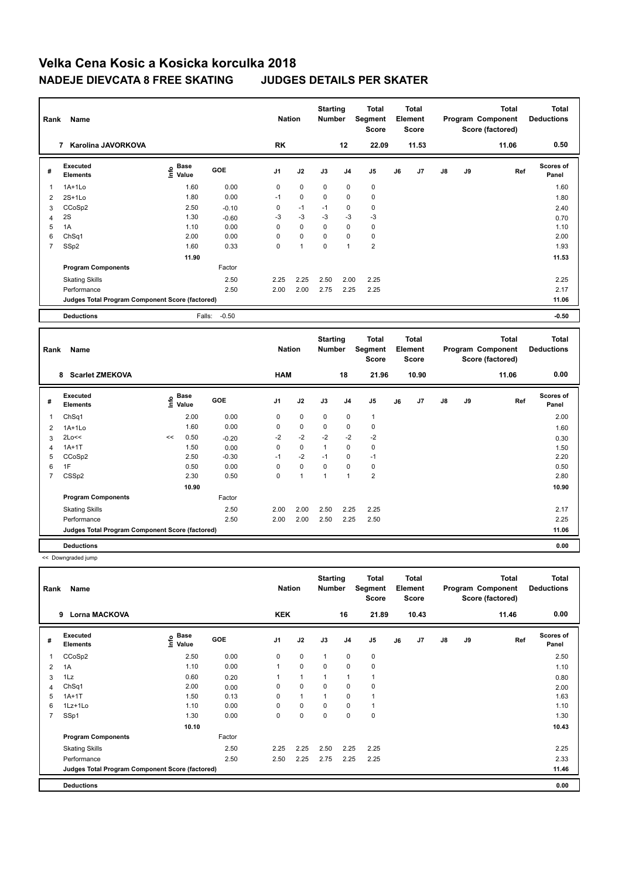# Velka Cena Kosic a Kosicka korculka 2018

## NADEJE DIEVCATA 8 FREE SKATING JUDGES DETAILS PER SKATER

| Rank | Name | Nation | Starting Number | Total Segment Score | Total Element Score | Total Program Component Score (factored) | Total Deductions |
|---|---|---|---|---|---|---|---|
| 7 | Karolina JAVORKOVA | RK | 12 | 22.09 | 11.53 | 11.06 | 0.50 |

| # | Executed Elements | Info | Base Value | GOE | J1 | J2 | J3 | J4 | J5 | J6 | J7 | J8 | J9 | Ref | Scores of Panel |
|---|---|---|---|---|---|---|---|---|---|---|---|---|---|---|---|
| 1 | 1A+1Lo | | 1.60 | 0.00 | 0 | 0 | 0 | 0 | 0 | | | | | | 1.60 |
| 2 | 2S+1Lo | | 1.80 | 0.00 | -1 | 0 | 0 | 0 | 0 | | | | | | 1.80 |
| 3 | CCoSp2 | | 2.50 | -0.10 | 0 | -1 | -1 | 0 | 0 | | | | | | 2.40 |
| 4 | 2S | | 1.30 | -0.60 | -3 | -3 | -3 | -3 | -3 | | | | | | 0.70 |
| 5 | 1A | | 1.10 | 0.00 | 0 | 0 | 0 | 0 | 0 | | | | | | 1.10 |
| 6 | ChSq1 | | 2.00 | 0.00 | 0 | 0 | 0 | 0 | 0 | | | | | | 2.00 |
| 7 | SSp2 | | 1.60 | 0.33 | 0 | 1 | 0 | 1 | 2 | | | | | | 1.93 |
| | | | 11.90 | | | | | | | | | | | | 11.53 |
| | Program Components | | | Factor | | | | | | | | | | | |
| | Skating Skills | | | 2.50 | 2.25 | 2.25 | 2.50 | 2.00 | 2.25 | | | | | | 2.25 |
| | Performance | | | 2.50 | 2.00 | 2.00 | 2.75 | 2.25 | 2.25 | | | | | | 2.17 |
| | Judges Total Program Component Score (factored) | | | | | | | | | | | | | | 11.06 |
| | Deductions | | Falls: | -0.50 | | | | | | | | | | | -0.50 |

| Rank | Name | Nation | Starting Number | Total Segment Score | Total Element Score | Total Program Component Score (factored) | Total Deductions |
|---|---|---|---|---|---|---|---|
| 8 | Scarlet ZMEKOVA | HAM | 18 | 21.96 | 10.90 | 11.06 | 0.00 |

| # | Executed Elements | Info | Base Value | GOE | J1 | J2 | J3 | J4 | J5 | J6 | J7 | J8 | J9 | Ref | Scores of Panel |
|---|---|---|---|---|---|---|---|---|---|---|---|---|---|---|---|
| 1 | ChSq1 | | 2.00 | 0.00 | 0 | 0 | 0 | 0 | 1 | | | | | | 2.00 |
| 2 | 1A+1Lo | | 1.60 | 0.00 | 0 | 0 | 0 | 0 | 0 | | | | | | 1.60 |
| 3 | 2Lo<< | << | 0.50 | -0.20 | -2 | -2 | -2 | -2 | -2 | | | | | | 0.30 |
| 4 | 1A+1T | | 1.50 | 0.00 | 0 | 0 | 1 | 0 | 0 | | | | | | 1.50 |
| 5 | CCoSp2 | | 2.50 | -0.30 | -1 | -2 | -1 | 0 | -1 | | | | | | 2.20 |
| 6 | 1F | | 0.50 | 0.00 | 0 | 0 | 0 | 0 | 0 | | | | | | 0.50 |
| 7 | CSSp2 | | 2.30 | 0.50 | 0 | 1 | 1 | 1 | 2 | | | | | | 2.80 |
| | | | 10.90 | | | | | | | | | | | | 10.90 |
| | Program Components | | | Factor | | | | | | | | | | | |
| | Skating Skills | | | 2.50 | 2.00 | 2.00 | 2.50 | 2.25 | 2.25 | | | | | | 2.17 |
| | Performance | | | 2.50 | 2.00 | 2.00 | 2.50 | 2.25 | 2.50 | | | | | | 2.25 |
| | Judges Total Program Component Score (factored) | | | | | | | | | | | | | | 11.06 |
| | Deductions | | | | | | | | | | | | | | 0.00 |

<< Downgraded jump

| Rank | Name | Nation | Starting Number | Total Segment Score | Total Element Score | Total Program Component Score (factored) | Total Deductions |
|---|---|---|---|---|---|---|---|
| 9 | Lorna MACKOVA | KEK | 16 | 21.89 | 10.43 | 11.46 | 0.00 |

| # | Executed Elements | Info | Base Value | GOE | J1 | J2 | J3 | J4 | J5 | J6 | J7 | J8 | J9 | Ref | Scores of Panel |
|---|---|---|---|---|---|---|---|---|---|---|---|---|---|---|---|
| 1 | CCoSp2 | | 2.50 | 0.00 | 0 | 0 | 1 | 0 | 0 | | | | | | 2.50 |
| 2 | 1A | | 1.10 | 0.00 | 1 | 0 | 0 | 0 | 0 | | | | | | 1.10 |
| 3 | 1Lz | | 0.60 | 0.20 | 1 | 1 | 1 | 1 | 1 | | | | | | 0.80 |
| 4 | ChSq1 | | 2.00 | 0.00 | 0 | 0 | 0 | 0 | 0 | | | | | | 2.00 |
| 5 | 1A+1T | | 1.50 | 0.13 | 0 | 1 | 1 | 0 | 1 | | | | | | 1.63 |
| 6 | 1Lz+1Lo | | 1.10 | 0.00 | 0 | 0 | 0 | 0 | 1 | | | | | | 1.10 |
| 7 | SSp1 | | 1.30 | 0.00 | 0 | 0 | 0 | 0 | 0 | | | | | | 1.30 |
| | | | 10.10 | | | | | | | | | | | | 10.43 |
| | Program Components | | | Factor | | | | | | | | | | | |
| | Skating Skills | | | 2.50 | 2.25 | 2.25 | 2.50 | 2.25 | 2.25 | | | | | | 2.25 |
| | Performance | | | 2.50 | 2.50 | 2.25 | 2.75 | 2.25 | 2.25 | | | | | | 2.33 |
| | Judges Total Program Component Score (factored) | | | | | | | | | | | | | | 11.46 |
| | Deductions | | | | | | | | | | | | | | 0.00 |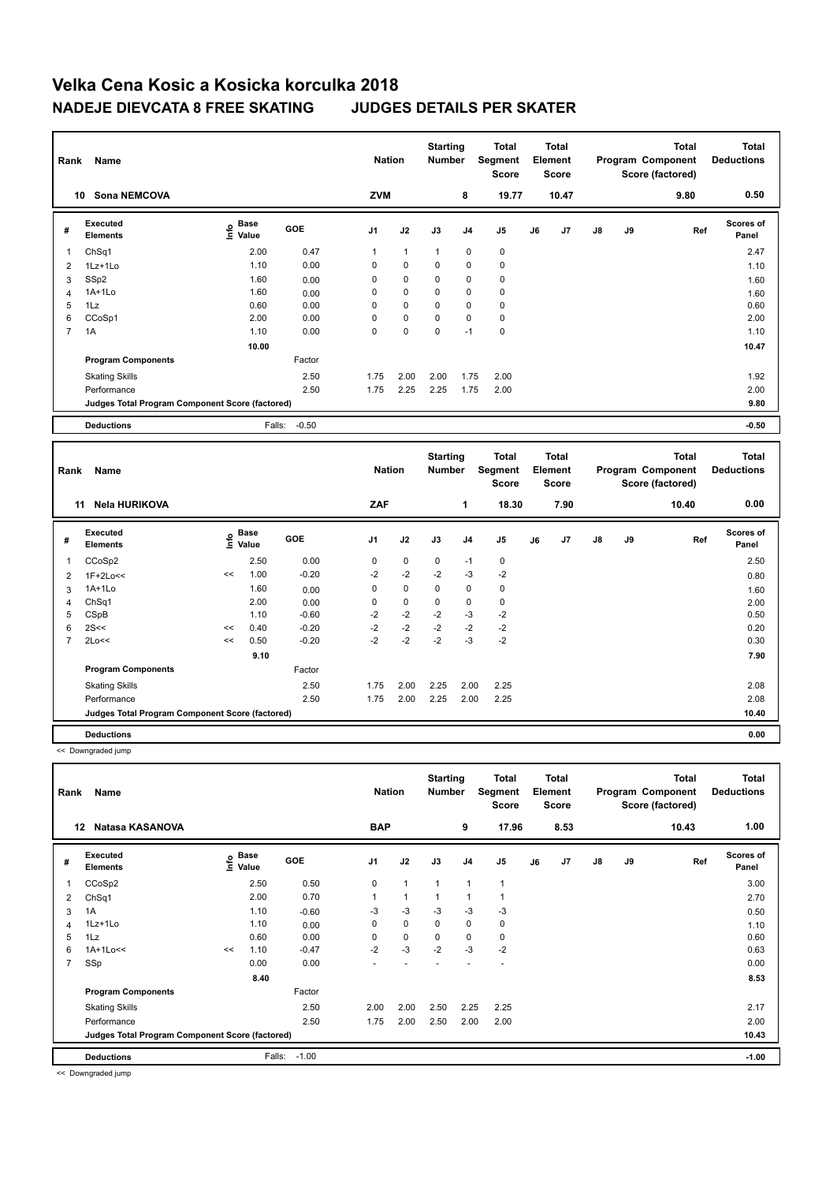# Velka Cena Kosic a Kosicka korculka 2018

## NADEJE DIEVCATA 8 FREE SKATING JUDGES DETAILS PER SKATER

| Rank | Name | Nation | Starting Number | Total Segment Score | Total Element Score | Total Program Component Score (factored) | Total Deductions |
|---|---|---|---|---|---|---|---|
| 10 | Sona NEMCOVA | ZVM | 8 | 19.77 | 10.47 | 9.80 | 0.50 |

| # | Executed Elements | Info | Base Value | GOE | J1 | J2 | J3 | J4 | J5 | J6 | J7 | J8 | J9 | Ref | Scores of Panel |
|---|---|---|---|---|---|---|---|---|---|---|---|---|---|---|---|
| 1 | ChSq1 | | 2.00 | 0.47 | 1 | 1 | 1 | 0 | 0 | | | | | | 2.47 |
| 2 | 1Lz+1Lo | | 1.10 | 0.00 | 0 | 0 | 0 | 0 | 0 | | | | | | 1.10 |
| 3 | SSp2 | | 1.60 | 0.00 | 0 | 0 | 0 | 0 | 0 | | | | | | 1.60 |
| 4 | 1A+1Lo | | 1.60 | 0.00 | 0 | 0 | 0 | 0 | 0 | | | | | | 1.60 |
| 5 | 1Lz | | 0.60 | 0.00 | 0 | 0 | 0 | 0 | 0 | | | | | | 0.60 |
| 6 | CCoSp1 | | 2.00 | 0.00 | 0 | 0 | 0 | 0 | 0 | | | | | | 2.00 |
| 7 | 1A | | 1.10 | 0.00 | 0 | 0 | 0 | -1 | 0 | | | | | | 1.10 |
| | | | 10.00 | | | | | | | | | | | | 10.47 |
| | **Program Components** | | | Factor | | | | | | | | | | | |
| | Skating Skills | | | 2.50 | 1.75 | 2.00 | 2.00 | 1.75 | 2.00 | | | | | | 1.92 |
| | Performance | | | 2.50 | 1.75 | 2.25 | 2.25 | 1.75 | 2.00 | | | | | | 2.00 |
| | Judges Total Program Component Score (factored) | | | | | | | | | | | | | | 9.80 |
| | **Deductions** | | Falls: | -0.50 | | | | | | | | | | | -0.50 |

| Rank | Name | Nation | Starting Number | Total Segment Score | Total Element Score | Total Program Component Score (factored) | Total Deductions |
|---|---|---|---|---|---|---|---|
| 11 | Nela HURIKOVA | ZAF | 1 | 18.30 | 7.90 | 10.40 | 0.00 |

| # | Executed Elements | Info | Base Value | GOE | J1 | J2 | J3 | J4 | J5 | J6 | J7 | J8 | J9 | Ref | Scores of Panel |
|---|---|---|---|---|---|---|---|---|---|---|---|---|---|---|---|
| 1 | CCoSp2 | | 2.50 | 0.00 | 0 | 0 | 0 | -1 | 0 | | | | | | 2.50 |
| 2 | 1F+2Lo<< | << | 1.00 | -0.20 | -2 | -2 | -2 | -3 | -2 | | | | | | 0.80 |
| 3 | 1A+1Lo | | 1.60 | 0.00 | 0 | 0 | 0 | 0 | 0 | | | | | | 1.60 |
| 4 | ChSq1 | | 2.00 | 0.00 | 0 | 0 | 0 | 0 | 0 | | | | | | 2.00 |
| 5 | CSpB | | 1.10 | -0.60 | -2 | -2 | -2 | -3 | -2 | | | | | | 0.50 |
| 6 | 2S<< | << | 0.40 | -0.20 | -2 | -2 | -2 | -2 | -2 | | | | | | 0.20 |
| 7 | 2Lo<< | << | 0.50 | -0.20 | -2 | -2 | -2 | -3 | -2 | | | | | | 0.30 |
| | | | 9.10 | | | | | | | | | | | | 7.90 |
| | **Program Components** | | | Factor | | | | | | | | | | | |
| | Skating Skills | | | 2.50 | 1.75 | 2.00 | 2.25 | 2.00 | 2.25 | | | | | | 2.08 |
| | Performance | | | 2.50 | 1.75 | 2.00 | 2.25 | 2.00 | 2.25 | | | | | | 2.08 |
| | Judges Total Program Component Score (factored) | | | | | | | | | | | | | | 10.40 |
| | **Deductions** | | | | | | | | | | | | | | 0.00 |

<< Downgraded jump

| Rank | Name | Nation | Starting Number | Total Segment Score | Total Element Score | Total Program Component Score (factored) | Total Deductions |
|---|---|---|---|---|---|---|---|
| 12 | Natasa KASANOVA | BAP | 9 | 17.96 | 8.53 | 10.43 | 1.00 |

| # | Executed Elements | Info | Base Value | GOE | J1 | J2 | J3 | J4 | J5 | J6 | J7 | J8 | J9 | Ref | Scores of Panel |
|---|---|---|---|---|---|---|---|---|---|---|---|---|---|---|---|
| 1 | CCoSp2 | | 2.50 | 0.50 | 0 | 1 | 1 | 1 | 1 | | | | | | 3.00 |
| 2 | ChSq1 | | 2.00 | 0.70 | 1 | 1 | 1 | 1 | 1 | | | | | | 2.70 |
| 3 | 1A | | 1.10 | -0.60 | -3 | -3 | -3 | -3 | -3 | | | | | | 0.50 |
| 4 | 1Lz+1Lo | | 1.10 | 0.00 | 0 | 0 | 0 | 0 | 0 | | | | | | 1.10 |
| 5 | 1Lz | | 0.60 | 0.00 | 0 | 0 | 0 | 0 | 0 | | | | | | 0.60 |
| 6 | 1A+1Lo<< | << | 1.10 | -0.47 | -2 | -3 | -2 | -3 | -2 | | | | | | 0.63 |
| 7 | SSp | | 0.00 | 0.00 | - | - | - | - | - | | | | | | 0.00 |
| | | | 8.40 | | | | | | | | | | | | 8.53 |
| | **Program Components** | | | Factor | | | | | | | | | | | |
| | Skating Skills | | | 2.50 | 2.00 | 2.00 | 2.50 | 2.25 | 2.25 | | | | | | 2.17 |
| | Performance | | | 2.50 | 1.75 | 2.00 | 2.50 | 2.00 | 2.00 | | | | | | 2.00 |
| | Judges Total Program Component Score (factored) | | | | | | | | | | | | | | 10.43 |
| | **Deductions** | | Falls: | -1.00 | | | | | | | | | | | -1.00 |

<< Downgraded jump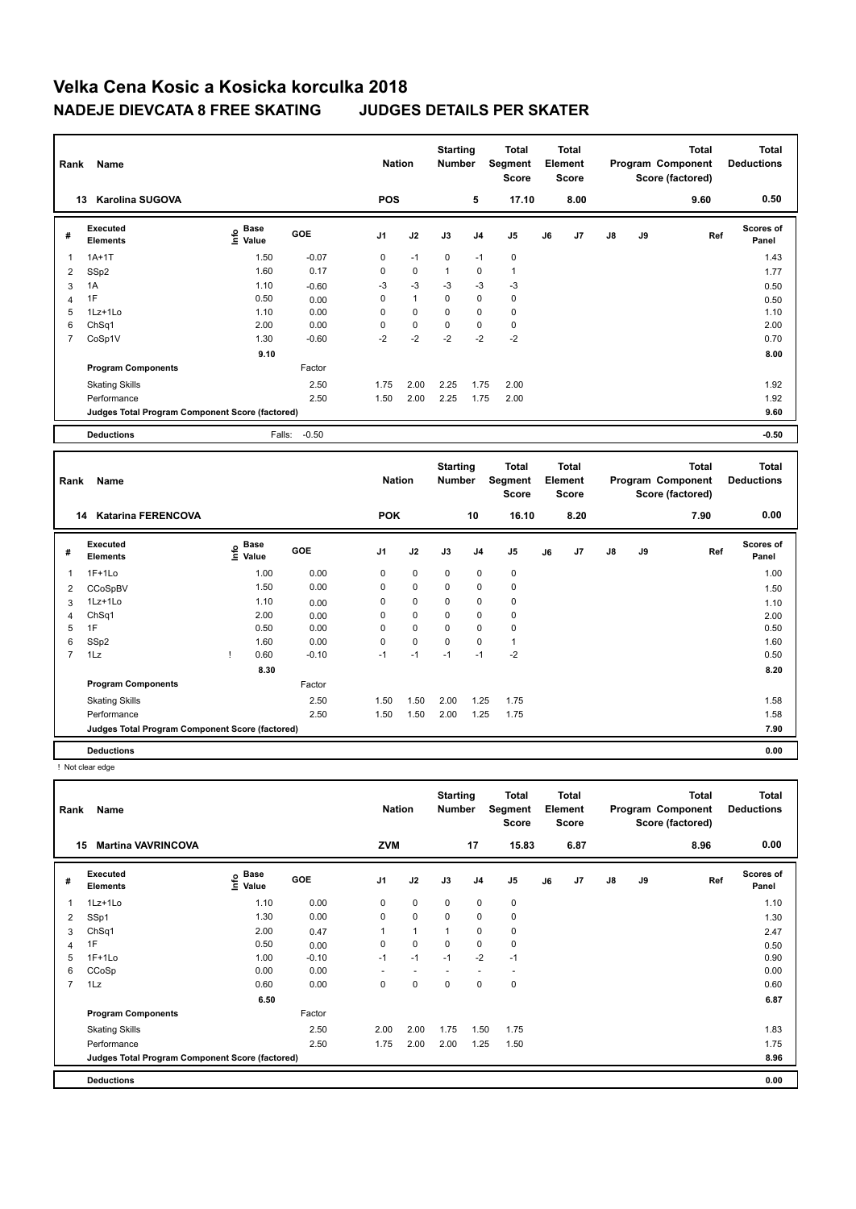# Velka Cena Kosic a Kosicka korculka 2018

## NADEJE DIEVCATA 8 FREE SKATING JUDGES DETAILS PER SKATER

| Rank | Name | Nation | Starting Number | Total Segment Score | Total Element Score | Total Program Component Score (factored) | Total Deductions |
|---|---|---|---|---|---|---|---|
| 13 | Karolina SUGOVA | POS | 5 | 17.10 | 8.00 | 9.60 | 0.50 |

| # | Executed Elements | Info | Base Value | GOE | J1 | J2 | J3 | J4 | J5 | J6 | J7 | J8 | J9 | Ref | Scores of Panel |
|---|---|---|---|---|---|---|---|---|---|---|---|---|---|---|---|
| 1 | 1A+1T | | 1.50 | -0.07 | 0 | -1 | 0 | -1 | 0 | | | | | | 1.43 |
| 2 | SSp2 | | 1.60 | 0.17 | 0 | 0 | 1 | 0 | 1 | | | | | | 1.77 |
| 3 | 1A | | 1.10 | -0.60 | -3 | -3 | -3 | -3 | -3 | | | | | | 0.50 |
| 4 | 1F | | 0.50 | 0.00 | 0 | 1 | 0 | 0 | 0 | | | | | | 0.50 |
| 5 | 1Lz+1Lo | | 1.10 | 0.00 | 0 | 0 | 0 | 0 | 0 | | | | | | 1.10 |
| 6 | ChSq1 | | 2.00 | 0.00 | 0 | 0 | 0 | 0 | 0 | | | | | | 2.00 |
| 7 | CoSp1V | | 1.30 | -0.60 | -2 | -2 | -2 | -2 | -2 | | | | | | 0.70 |
| | | | 9.10 | | | | | | | | | | | | 8.00 |
| | Program Components | | | Factor | | | | | | | | | | | |
| | Skating Skills | | | 2.50 | 1.75 | 2.00 | 2.25 | 1.75 | 2.00 | | | | | | 1.92 |
| | Performance | | | 2.50 | 1.50 | 2.00 | 2.25 | 1.75 | 2.00 | | | | | | 1.92 |
| | Judges Total Program Component Score (factored) | | | | | | | | | | | | | | 9.60 |
| | Deductions | | Falls: | -0.50 | | | | | | | | | | | -0.50 |

| Rank | Name | Nation | Starting Number | Total Segment Score | Total Element Score | Total Program Component Score (factored) | Total Deductions |
|---|---|---|---|---|---|---|---|
| 14 | Katarina FERENCOVA | POK | 10 | 16.10 | 8.20 | 7.90 | 0.00 |

| # | Executed Elements | Info | Base Value | GOE | J1 | J2 | J3 | J4 | J5 | J6 | J7 | J8 | J9 | Ref | Scores of Panel |
|---|---|---|---|---|---|---|---|---|---|---|---|---|---|---|---|
| 1 | 1F+1Lo | | 1.00 | 0.00 | 0 | 0 | 0 | 0 | 0 | | | | | | 1.00 |
| 2 | CCoSpBV | | 1.50 | 0.00 | 0 | 0 | 0 | 0 | 0 | | | | | | 1.50 |
| 3 | 1Lz+1Lo | | 1.10 | 0.00 | 0 | 0 | 0 | 0 | 0 | | | | | | 1.10 |
| 4 | ChSq1 | | 2.00 | 0.00 | 0 | 0 | 0 | 0 | 0 | | | | | | 2.00 |
| 5 | 1F | | 0.50 | 0.00 | 0 | 0 | 0 | 0 | 0 | | | | | | 0.50 |
| 6 | SSp2 | | 1.60 | 0.00 | 0 | 0 | 0 | 0 | 1 | | | | | | 1.60 |
| 7 | 1Lz | ! | 0.60 | -0.10 | -1 | -1 | -1 | -1 | -2 | | | | | | 0.50 |
| | | | 8.30 | | | | | | | | | | | | 8.20 |
| | Program Components | | | Factor | | | | | | | | | | | |
| | Skating Skills | | | 2.50 | 1.50 | 1.50 | 2.00 | 1.25 | 1.75 | | | | | | 1.58 |
| | Performance | | | 2.50 | 1.50 | 1.50 | 2.00 | 1.25 | 1.75 | | | | | | 1.58 |
| | Judges Total Program Component Score (factored) | | | | | | | | | | | | | | 7.90 |
| | Deductions | | | | | | | | | | | | | | 0.00 |

! Not clear edge

| Rank | Name | Nation | Starting Number | Total Segment Score | Total Element Score | Total Program Component Score (factored) | Total Deductions |
|---|---|---|---|---|---|---|---|
| 15 | Martina VAVRINCOVA | ZVM | 17 | 15.83 | 6.87 | 8.96 | 0.00 |

| # | Executed Elements | Info | Base Value | GOE | J1 | J2 | J3 | J4 | J5 | J6 | J7 | J8 | J9 | Ref | Scores of Panel |
|---|---|---|---|---|---|---|---|---|---|---|---|---|---|---|---|
| 1 | 1Lz+1Lo | | 1.10 | 0.00 | 0 | 0 | 0 | 0 | 0 | | | | | | 1.10 |
| 2 | SSp1 | | 1.30 | 0.00 | 0 | 0 | 0 | 0 | 0 | | | | | | 1.30 |
| 3 | ChSq1 | | 2.00 | 0.47 | 1 | 1 | 1 | 0 | 0 | | | | | | 2.47 |
| 4 | 1F | | 0.50 | 0.00 | 0 | 0 | 0 | 0 | 0 | | | | | | 0.50 |
| 5 | 1F+1Lo | | 1.00 | -0.10 | -1 | -1 | -1 | -2 | -1 | | | | | | 0.90 |
| 6 | CCoSp | | 0.00 | 0.00 | - | - | - | - | - | | | | | | 0.00 |
| 7 | 1Lz | | 0.60 | 0.00 | 0 | 0 | 0 | 0 | 0 | | | | | | 0.60 |
| | | | 6.50 | | | | | | | | | | | | 6.87 |
| | Program Components | | | Factor | | | | | | | | | | | |
| | Skating Skills | | | 2.50 | 2.00 | 2.00 | 1.75 | 1.50 | 1.75 | | | | | | 1.83 |
| | Performance | | | 2.50 | 1.75 | 2.00 | 2.00 | 1.25 | 1.50 | | | | | | 1.75 |
| | Judges Total Program Component Score (factored) | | | | | | | | | | | | | | 8.96 |
| | Deductions | | | | | | | | | | | | | | 0.00 |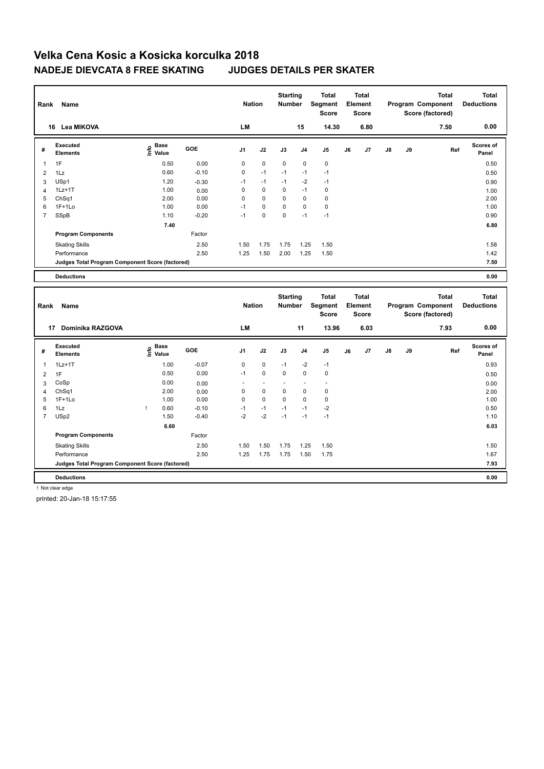# Velka Cena Kosic a Kosicka korculka 2018

## NADEJE DIEVCATA 8 FREE SKATING JUDGES DETAILS PER SKATER

| Rank | Name | Nation | Starting Number | Total Segment Score | Total Element Score | Total Program Component Score (factored) | Total Deductions |
|---|---|---|---|---|---|---|---|
| 16 | Lea MIKOVA | LM | 15 | 14.30 | 6.80 | 7.50 | 0.00 |

| # | Executed Elements | Info | Base Value | GOE | J1 | J2 | J3 | J4 | J5 | J6 | J7 | J8 | J9 | Ref | Scores of Panel |
|---|---|---|---|---|---|---|---|---|---|---|---|---|---|---|---|
| 1 | 1F | | 0.50 | 0.00 | 0 | 0 | 0 | 0 | 0 | | | | | | 0.50 |
| 2 | 1Lz | | 0.60 | -0.10 | 0 | -1 | -1 | -1 | -1 | | | | | | 0.50 |
| 3 | USp1 | | 1.20 | -0.30 | -1 | -1 | -1 | -2 | -1 | | | | | | 0.90 |
| 4 | 1Lz+1T | | 1.00 | 0.00 | 0 | 0 | 0 | -1 | 0 | | | | | | 1.00 |
| 5 | ChSq1 | | 2.00 | 0.00 | 0 | 0 | 0 | 0 | 0 | | | | | | 2.00 |
| 6 | 1F+1Lo | | 1.00 | 0.00 | -1 | 0 | 0 | 0 | 0 | | | | | | 1.00 |
| 7 | SSpB | | 1.10 | -0.20 | -1 | 0 | 0 | -1 | -1 | | | | | | 0.90 |
| | | | 7.40 | | | | | | | | | | | | 6.80 |
| | **Program Components** | | | Factor | | | | | | | | | | | |
| | Skating Skills | | | 2.50 | 1.50 | 1.75 | 1.75 | 1.25 | 1.50 | | | | | | 1.58 |
| | Performance | | | 2.50 | 1.25 | 1.50 | 2.00 | 1.25 | 1.50 | | | | | | 1.42 |
| | Judges Total Program Component Score (factored) | | | | | | | | | | | | | | 7.50 |
| | **Deductions** | | | | | | | | | | | | | | 0.00 |

| Rank | Name | Nation | Starting Number | Total Segment Score | Total Element Score | Total Program Component Score (factored) | Total Deductions |
|---|---|---|---|---|---|---|---|
| 17 | Dominika RAZGOVA | LM | 11 | 13.96 | 6.03 | 7.93 | 0.00 |

| # | Executed Elements | Info | Base Value | GOE | J1 | J2 | J3 | J4 | J5 | J6 | J7 | J8 | J9 | Ref | Scores of Panel |
|---|---|---|---|---|---|---|---|---|---|---|---|---|---|---|---|
| 1 | 1Lz+1T | | 1.00 | -0.07 | 0 | 0 | -1 | -2 | -1 | | | | | | 0.93 |
| 2 | 1F | | 0.50 | 0.00 | -1 | 0 | 0 | 0 | 0 | | | | | | 0.50 |
| 3 | CoSp | | 0.00 | 0.00 | - | - | - | - | - | | | | | | 0.00 |
| 4 | ChSq1 | | 2.00 | 0.00 | 0 | 0 | 0 | 0 | 0 | | | | | | 2.00 |
| 5 | 1F+1Lo | | 1.00 | 0.00 | 0 | 0 | 0 | 0 | 0 | | | | | | 1.00 |
| 6 | 1Lz | ! | 0.60 | -0.10 | -1 | -1 | -1 | -1 | -2 | | | | | | 0.50 |
| 7 | USp2 | | 1.50 | -0.40 | -2 | -2 | -1 | -1 | -1 | | | | | | 1.10 |
| | | | 6.60 | | | | | | | | | | | | 6.03 |
| | **Program Components** | | | Factor | | | | | | | | | | | |
| | Skating Skills | | | 2.50 | 1.50 | 1.50 | 1.75 | 1.25 | 1.50 | | | | | | 1.50 |
| | Performance | | | 2.50 | 1.25 | 1.75 | 1.75 | 1.50 | 1.75 | | | | | | 1.67 |
| | Judges Total Program Component Score (factored) | | | | | | | | | | | | | | 7.93 |
| | **Deductions** | | | | | | | | | | | | | | 0.00 |

! Not clear edge

printed: 20-Jan-18 15:17:55